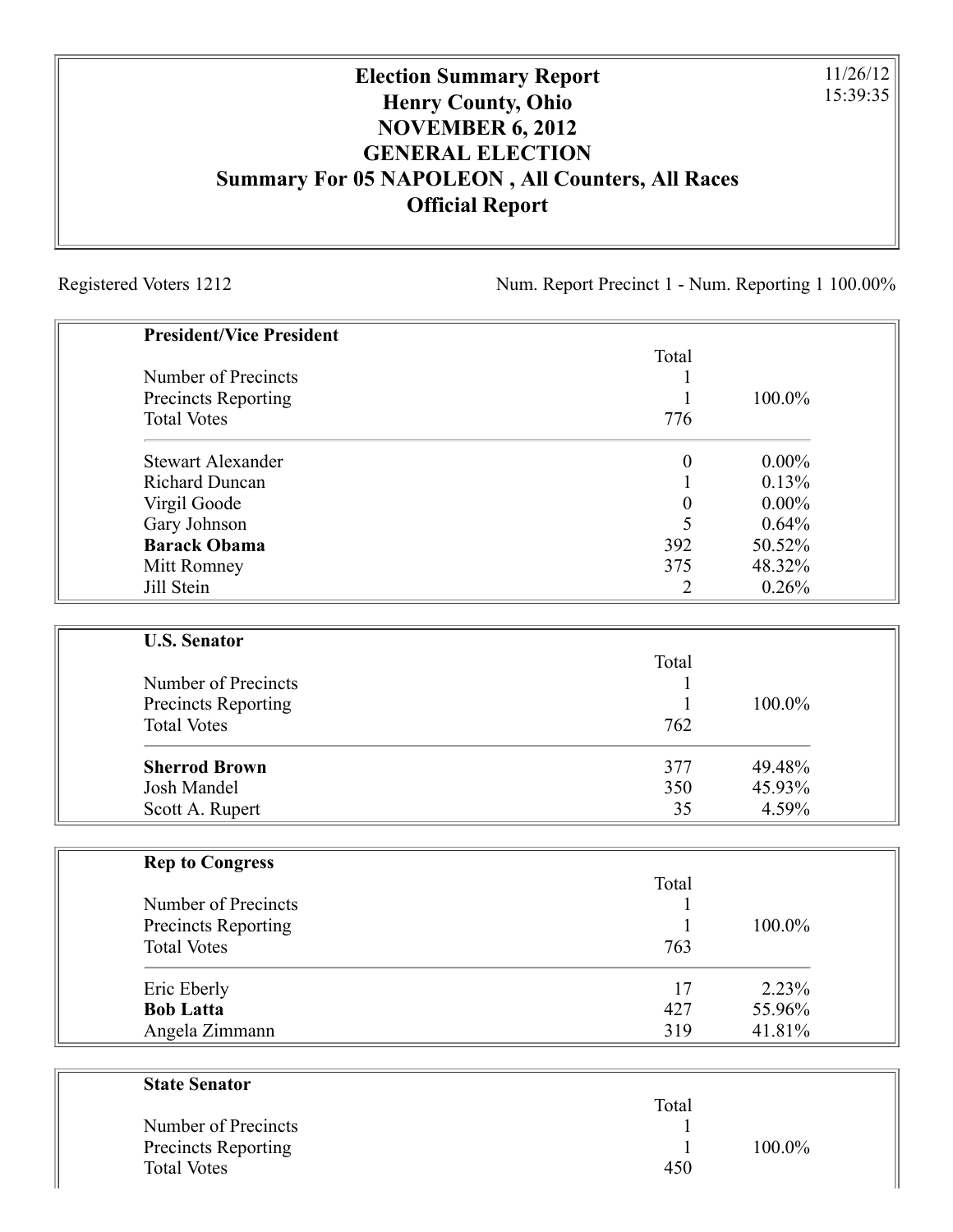# Election Summary Report
# Henry County, Ohio
# NOVEMBER 6, 2012
# GENERAL ELECTION
# Summary For 05 NAPOLEON , All Counters, All Races
# Official Report

11/26/12
15:39:35

Registered Voters 1212

Num. Report Precinct 1 - Num. Reporting 1 100.00%

## President/Vice President

| | Total | |
|---|---|---|
| Number of Precincts | 1 | |
| Precincts Reporting | 1 | 100.0% |
| Total Votes | 776 | |
| Stewart Alexander | 0 | 0.00% |
| Richard Duncan | 1 | 0.13% |
| Virgil Goode | 0 | 0.00% |
| Gary Johnson | 5 | 0.64% |
| **Barack Obama** | 392 | 50.52% |
| Mitt Romney | 375 | 48.32% |
| Jill Stein | 2 | 0.26% |

## U.S. Senator

| | Total | |
|---|---|---|
| Number of Precincts | 1 | |
| Precincts Reporting | 1 | 100.0% |
| Total Votes | 762 | |
| **Sherrod Brown** | 377 | 49.48% |
| Josh Mandel | 350 | 45.93% |
| Scott A. Rupert | 35 | 4.59% |

## Rep to Congress

| | Total | |
|---|---|---|
| Number of Precincts | 1 | |
| Precincts Reporting | 1 | 100.0% |
| Total Votes | 763 | |
| Eric Eberly | 17 | 2.23% |
| **Bob Latta** | 427 | 55.96% |
| Angela Zimmann | 319 | 41.81% |

## State Senator

| | Total | |
|---|---|---|
| Number of Precincts | 1 | |
| Precincts Reporting | 1 | 100.0% |
| Total Votes | 450 | |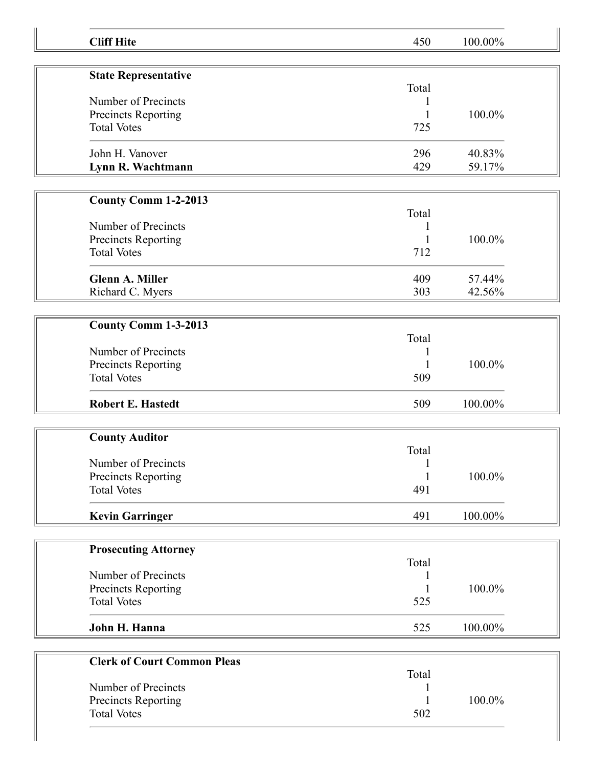| | | |
|---|---|---|
| **Cliff Hite** | 450 | 100.00% |

| **State Representative** | | |
|---|---|---|
| | Total | |
| Number of Precincts | 1 | |
| Precincts Reporting | 1 | 100.0% |
| Total Votes | 725 | |
| John H. Vanover | 296 | 40.83% |
| **Lynn R. Wachtmann** | 429 | 59.17% |

| **County Comm 1-2-2013** | | |
|---|---|---|
| | Total | |
| Number of Precincts | 1 | |
| Precincts Reporting | 1 | 100.0% |
| Total Votes | 712 | |
| **Glenn A. Miller** | 409 | 57.44% |
| Richard C. Myers | 303 | 42.56% |

| **County Comm 1-3-2013** | | |
|---|---|---|
| | Total | |
| Number of Precincts | 1 | |
| Precincts Reporting | 1 | 100.0% |
| Total Votes | 509 | |
| **Robert E. Hastedt** | 509 | 100.00% |

| **County Auditor** | | |
|---|---|---|
| | Total | |
| Number of Precincts | 1 | |
| Precincts Reporting | 1 | 100.0% |
| Total Votes | 491 | |
| **Kevin Garringer** | 491 | 100.00% |

| **Prosecuting Attorney** | | |
|---|---|---|
| | Total | |
| Number of Precincts | 1 | |
| Precincts Reporting | 1 | 100.0% |
| Total Votes | 525 | |
| **John H. Hanna** | 525 | 100.00% |

| **Clerk of Court Common Pleas** | | |
|---|---|---|
| | Total | |
| Number of Precincts | 1 | |
| Precincts Reporting | 1 | 100.0% |
| Total Votes | 502 | |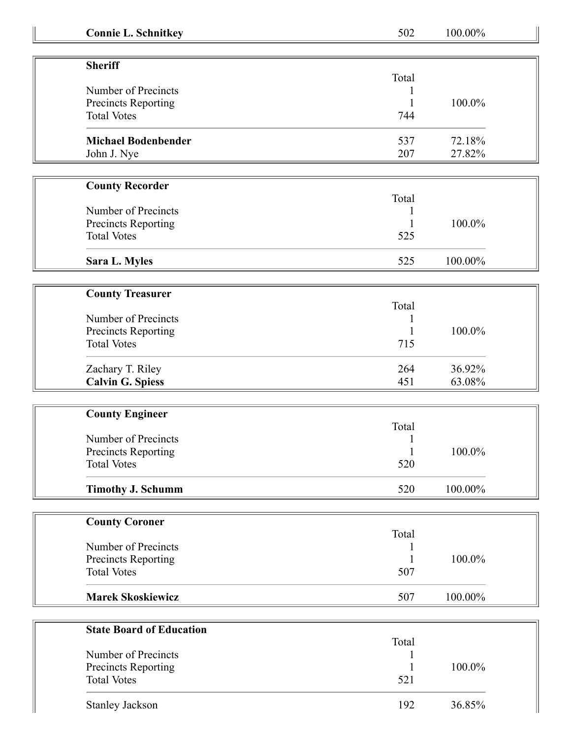| **Connie L. Schnitkey** | 502 | 100.00% |
|---|---|---|

| **Sheriff** | | |
|---|---|---|
| | Total | |
| Number of Precincts | 1 | |
| Precincts Reporting | 1 | 100.0% |
| Total Votes | 744 | |
| **Michael Bodenbender** | 537 | 72.18% |
| John J. Nye | 207 | 27.82% |

| **County Recorder** | | |
|---|---|---|
| | Total | |
| Number of Precincts | 1 | |
| Precincts Reporting | 1 | 100.0% |
| Total Votes | 525 | |
| **Sara L. Myles** | 525 | 100.00% |

| **County Treasurer** | | |
|---|---|---|
| | Total | |
| Number of Precincts | 1 | |
| Precincts Reporting | 1 | 100.0% |
| Total Votes | 715 | |
| Zachary T. Riley | 264 | 36.92% |
| **Calvin G. Spiess** | 451 | 63.08% |

| **County Engineer** | | |
|---|---|---|
| | Total | |
| Number of Precincts | 1 | |
| Precincts Reporting | 1 | 100.0% |
| Total Votes | 520 | |
| **Timothy J. Schumm** | 520 | 100.00% |

| **County Coroner** | | |
|---|---|---|
| | Total | |
| Number of Precincts | 1 | |
| Precincts Reporting | 1 | 100.0% |
| Total Votes | 507 | |
| **Marek Skoskiewicz** | 507 | 100.00% |

| **State Board of Education** | | |
|---|---|---|
| | Total | |
| Number of Precincts | 1 | |
| Precincts Reporting | 1 | 100.0% |
| Total Votes | 521 | |
| Stanley Jackson | 192 | 36.85% |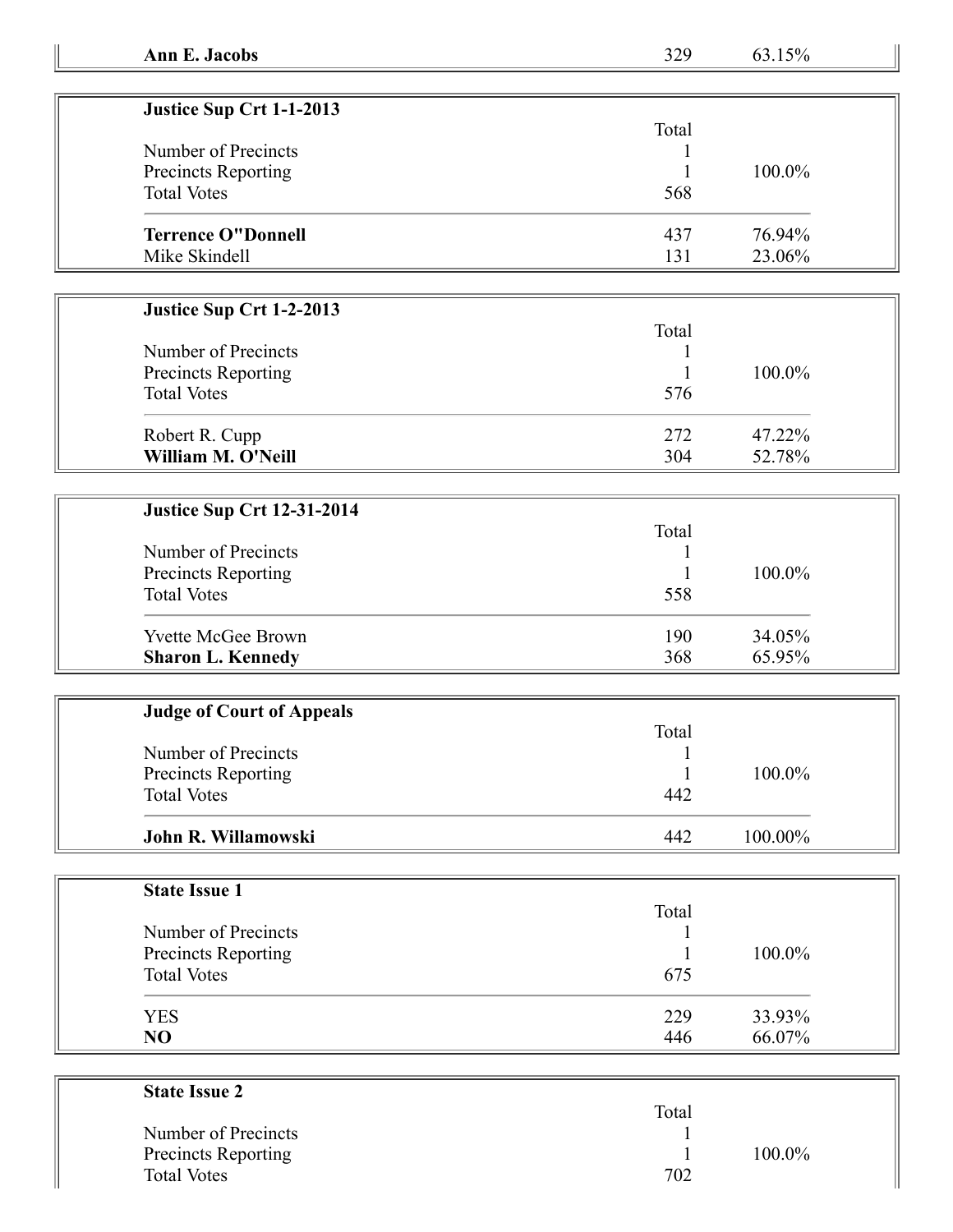| **Ann E. Jacobs** | 329 | 63.15% |
|---|---|---|

| **Justice Sup Crt 1-1-2013** | | |
|---|---|---|
| | Total | |
| Number of Precincts | 1 | |
| Precincts Reporting | 1 | 100.0% |
| Total Votes | 568 | |
| **Terrence O"Donnell** | 437 | 76.94% |
| Mike Skindell | 131 | 23.06% |

| **Justice Sup Crt 1-2-2013** | | |
|---|---|---|
| | Total | |
| Number of Precincts | 1 | |
| Precincts Reporting | 1 | 100.0% |
| Total Votes | 576 | |
| Robert R. Cupp | 272 | 47.22% |
| **William M. O'Neill** | 304 | 52.78% |

| **Justice Sup Crt 12-31-2014** | | |
|---|---|---|
| | Total | |
| Number of Precincts | 1 | |
| Precincts Reporting | 1 | 100.0% |
| Total Votes | 558 | |
| Yvette McGee Brown | 190 | 34.05% |
| **Sharon L. Kennedy** | 368 | 65.95% |

| **Judge of Court of Appeals** | | |
|---|---|---|
| | Total | |
| Number of Precincts | 1 | |
| Precincts Reporting | 1 | 100.0% |
| Total Votes | 442 | |
| **John R. Willamowski** | 442 | 100.00% |

| **State Issue 1** | | |
|---|---|---|
| | Total | |
| Number of Precincts | 1 | |
| Precincts Reporting | 1 | 100.0% |
| Total Votes | 675 | |
| YES | 229 | 33.93% |
| **NO** | 446 | 66.07% |

| **State Issue 2** | | |
|---|---|---|
| | Total | |
| Number of Precincts | 1 | |
| Precincts Reporting | 1 | 100.0% |
| Total Votes | 702 | |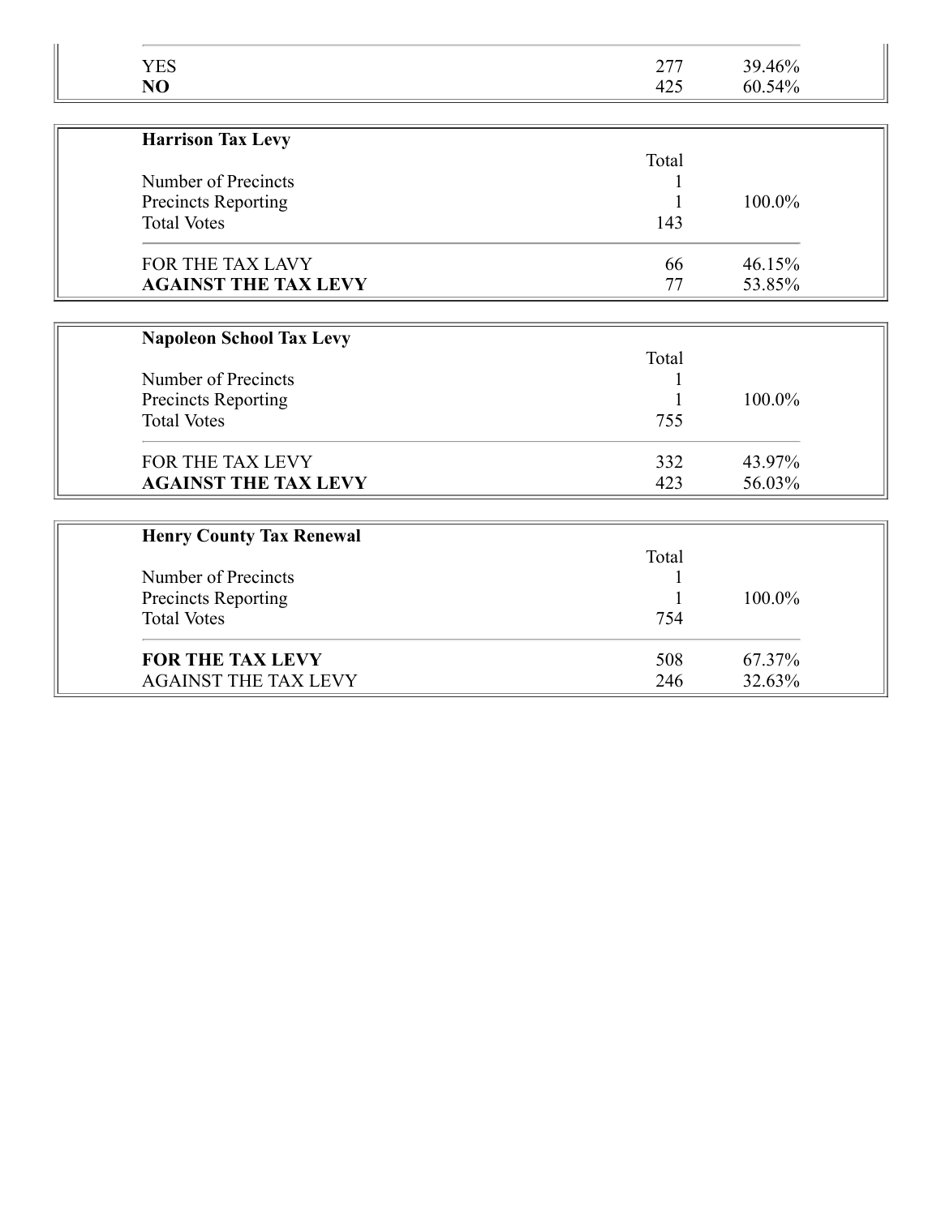| | | |
|---|---|---|
| YES | 277 | 39.46% |
| **NO** | 425 | 60.54% |

**Harrison Tax Levy**

| | Total | |
|---|---|---|
| Number of Precincts | 1 | |
| Precincts Reporting | 1 | 100.0% |
| Total Votes | 143 | |
| FOR THE TAX LAVY | 66 | 46.15% |
| **AGAINST THE TAX LEVY** | 77 | 53.85% |

**Napoleon School Tax Levy**

| | Total | |
|---|---|---|
| Number of Precincts | 1 | |
| Precincts Reporting | 1 | 100.0% |
| Total Votes | 755 | |
| FOR THE TAX LEVY | 332 | 43.97% |
| **AGAINST THE TAX LEVY** | 423 | 56.03% |

**Henry County Tax Renewal**

| | Total | |
|---|---|---|
| Number of Precincts | 1 | |
| Precincts Reporting | 1 | 100.0% |
| Total Votes | 754 | |
| **FOR THE TAX LEVY** | 508 | 67.37% |
| AGAINST THE TAX LEVY | 246 | 32.63% |